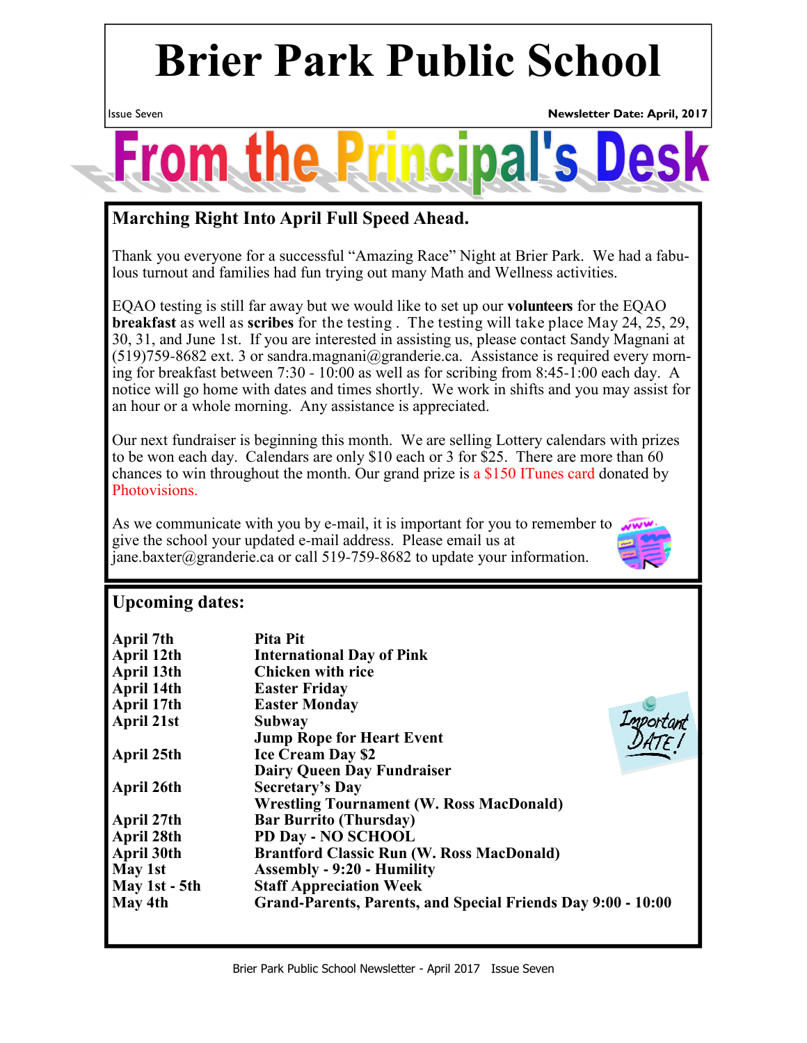# Brier Park Public School

Issue Seven | **Newsletter Date: April, 2017**

## From the Principal's Desk

### Marching Right Into April Full Speed Ahead.

Thank you everyone for a successful "Amazing Race" Night at Brier Park. We had a fabulous turnout and families had fun trying out many Math and Wellness activities.

EQAO testing is still far away but we would like to set up our **volunteers** for the EQAO **breakfast** as well as **scribes** for the testing . The testing will take place May 24, 25, 29, 30, 31, and June 1st. If you are interested in assisting us, please contact Sandy Magnani at (519)759-8682 ext. 3 or sandra.magnani@granderie.ca. Assistance is required every morning for breakfast between 7:30 - 10:00 as well as for scribing from 8:45-1:00 each day. A notice will go home with dates and times shortly. We work in shifts and you may assist for an hour or a whole morning. Any assistance is appreciated.

Our next fundraiser is beginning this month. We are selling Lottery calendars with prizes to be won each day. Calendars are only $10 each or 3 for $25. There are more than 60 chances to win throughout the month. Our grand prize is a $150 ITunes card donated by Photovisions.

As we communicate with you by e-mail, it is important for you to remember to give the school your updated e-mail address. Please email us at jane.baxter@granderie.ca or call 519-759-8682 to update your information.

### Upcoming dates:

| | |
|---|---|
| **April 7th** | **Pita Pit** |
| **April 12th** | **International Day of Pink** |
| **April 13th** | **Chicken with rice** |
| **April 14th** | **Easter Friday** |
| **April 17th** | **Easter Monday** |
| **April 21st** | **Subway** |
| | **Jump Rope for Heart Event** |
| **April 25th** | **Ice Cream Day $2** |
| | **Dairy Queen Day Fundraiser** |
| **April 26th** | **Secretary's Day** |
| | **Wrestling Tournament (W. Ross MacDonald)** |
| **April 27th** | **Bar Burrito (Thursday)** |
| **April 28th** | **PD Day - NO SCHOOL** |
| **April 30th** | **Brantford Classic Run (W. Ross MacDonald)** |
| **May 1st** | **Assembly - 9:20 - Humility** |
| **May 1st - 5th** | **Staff Appreciation Week** |
| **May 4th** | **Grand-Parents, Parents, and Special Friends Day 9:00 - 10:00** |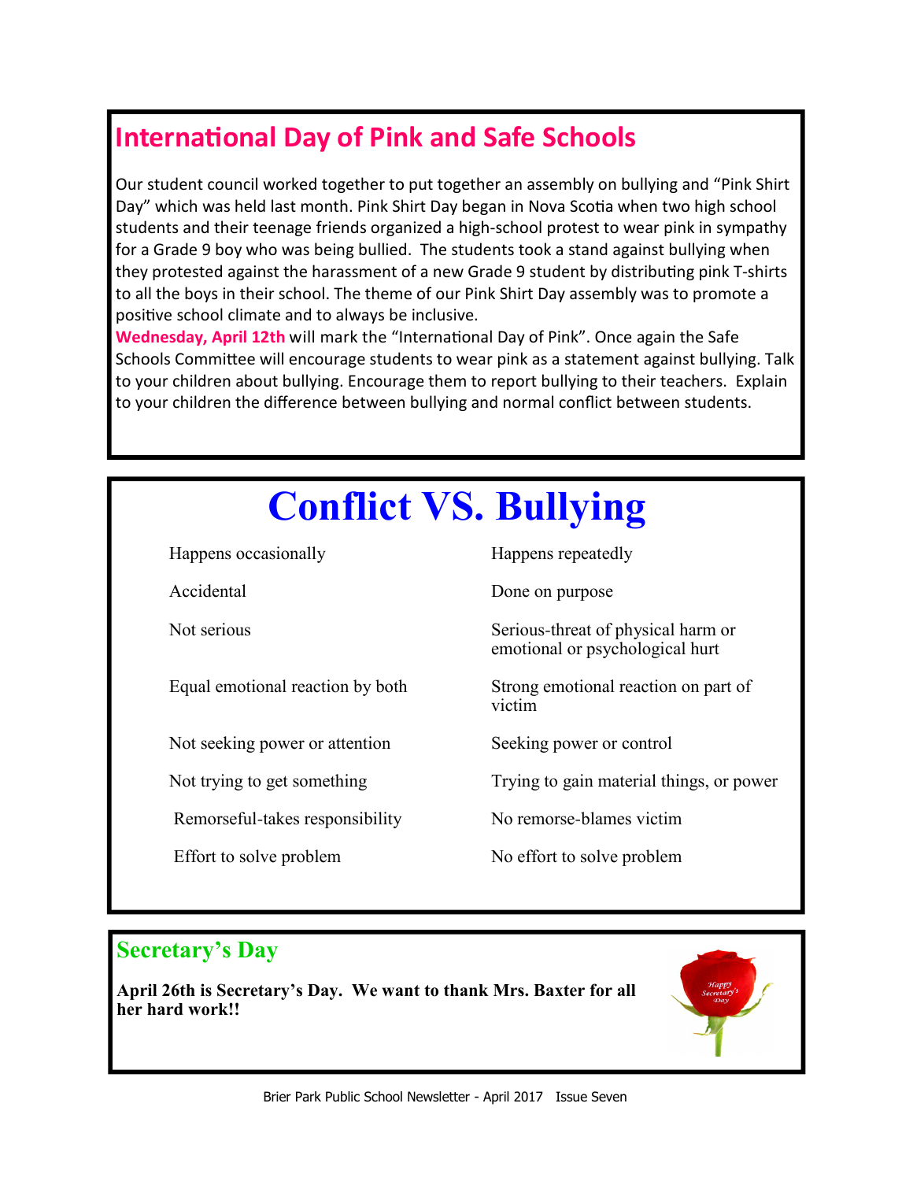## International Day of Pink and Safe Schools

Our student council worked together to put together an assembly on bullying and "Pink Shirt Day" which was held last month. Pink Shirt Day began in Nova Scotia when two high school students and their teenage friends organized a high-school protest to wear pink in sympathy for a Grade 9 boy who was being bullied. The students took a stand against bullying when they protested against the harassment of a new Grade 9 student by distributing pink T-shirts to all the boys in their school. The theme of our Pink Shirt Day assembly was to promote a positive school climate and to always be inclusive.

**Wednesday, April 12th** will mark the "International Day of Pink". Once again the Safe Schools Committee will encourage students to wear pink as a statement against bullying. Talk to your children about bullying. Encourage them to report bullying to their teachers. Explain to your children the difference between bullying and normal conflict between students.

# Conflict VS. Bullying

| Conflict | Bullying |
|---|---|
| Happens occasionally | Happens repeatedly |
| Accidental | Done on purpose |
| Not serious | Serious-threat of physical harm or emotional or psychological hurt |
| Equal emotional reaction by both | Strong emotional reaction on part of victim |
| Not seeking power or attention | Seeking power or control |
| Not trying to get something | Trying to gain material things, or power |
| Remorseful-takes responsibility | No remorse-blames victim |
| Effort to solve problem | No effort to solve problem |

## Secretary's Day

**April 26th is Secretary's Day. We want to thank Mrs. Baxter for all her hard work!!**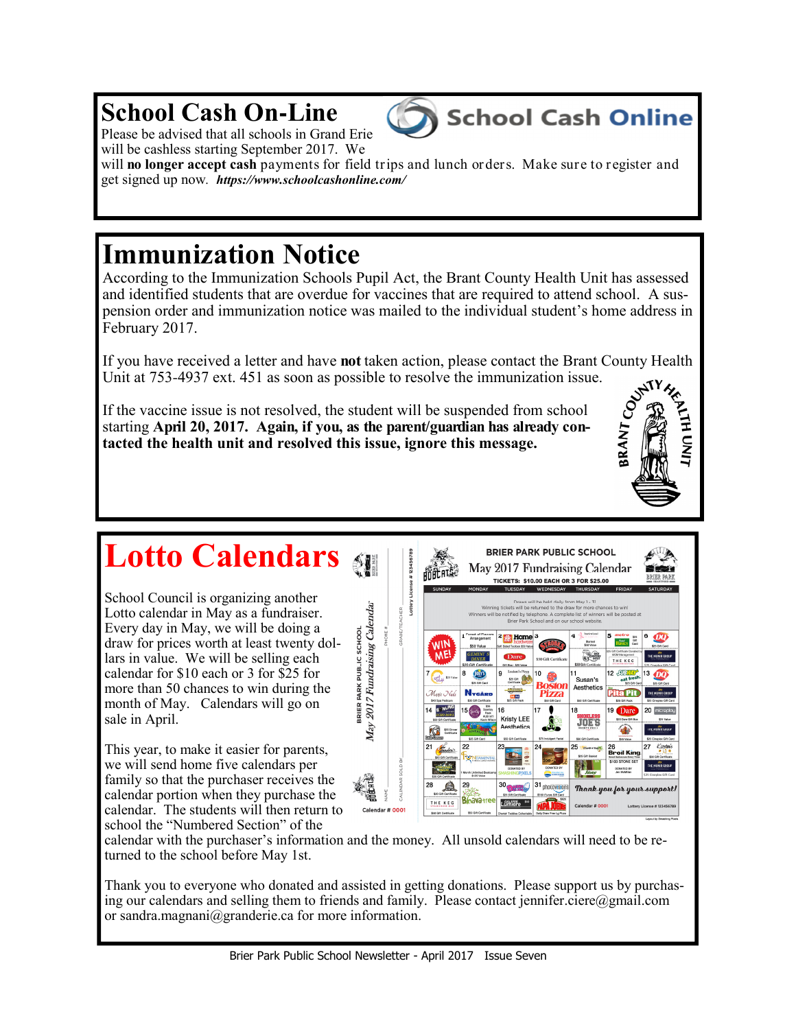# School Cash On-Line

School Cash Online

Please be advised that all schools in Grand Erie will be cashless starting September 2017. We will **no longer accept cash** payments for field trips and lunch orders. Make sure to register and get signed up now. ***https://www.schoolcashonline.com/***

# Immunization Notice

According to the Immunization Schools Pupil Act, the Brant County Health Unit has assessed and identified students that are overdue for vaccines that are required to attend school. A suspension order and immunization notice was mailed to the individual student's home address in February 2017.

If you have received a letter and have **not** taken action, please contact the Brant County Health Unit at 753-4937 ext. 451 as soon as possible to resolve the immunization issue.

If the vaccine issue is not resolved, the student will be suspended from school starting **April 20, 2017. Again, if you, as the parent/guardian has already contacted the health unit and resolved this issue, ignore this message.**

# Lotto Calendars

School Council is organizing another Lotto calendar in May as a fundraiser. Every day in May, we will be doing a draw for prices worth at least twenty dollars in value. We will be selling each calendar for $10 each or 3 for $25 for more than 50 chances to win during the month of May. Calendars will go on sale in April.

This year, to make it easier for parents, we will send home five calendars per family so that the purchaser receives the calendar portion when they purchase the calendar. The students will then return to school the "Numbered Section" of the calendar with the purchaser's information and the money. All unsold calendars will need to be returned to the school before May 1st.

Thank you to everyone who donated and assisted in getting donations. Please support us by purchasing our calendars and selling them to friends and family. Please contact jennifer.ciere@gmail.com or sandra.magnani@granderie.ca for more information.

Brier Park Public School Newsletter - April 2017 Issue Seven